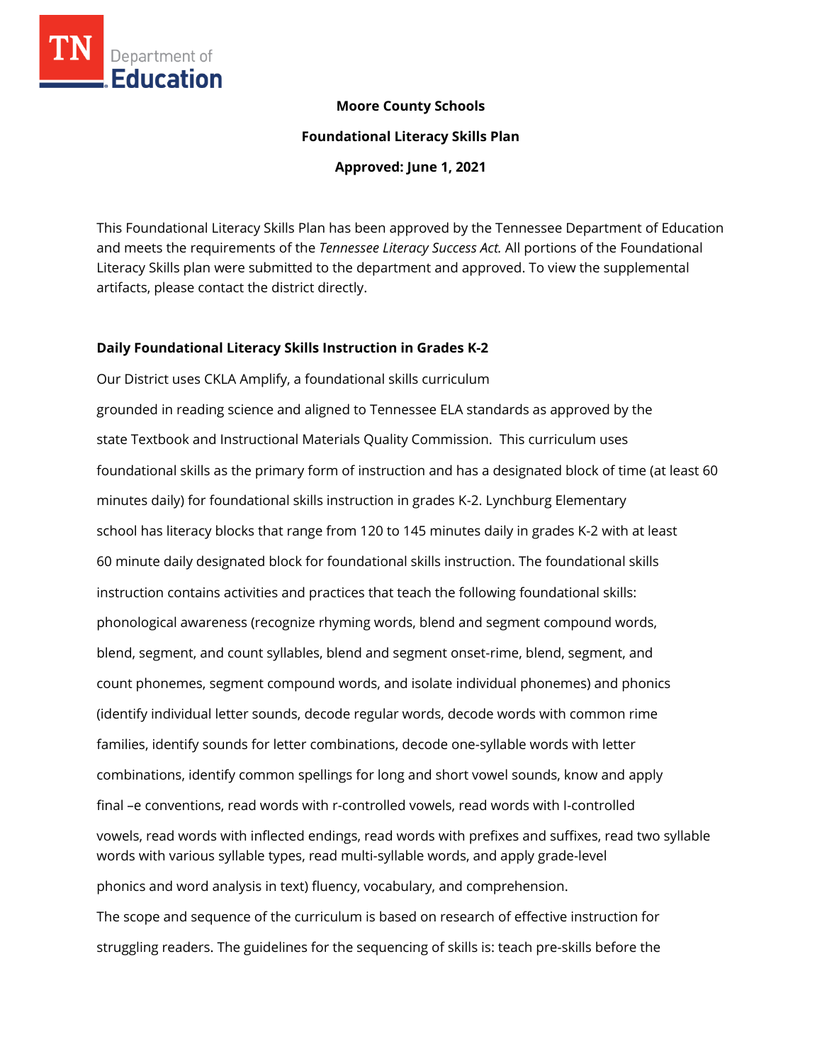**Moore County Schools**

**Foundational Literacy Skills Plan**

**Approved: June 1, 2021**

This Foundational Literacy Skills Plan has been approved by the Tennessee Department of Education and meets the requirements of the *Tennessee Literacy Success Act.* All portions of the Foundational Literacy Skills plan were submitted to the department and approved. To view the supplemental artifacts, please contact the district directly.

## Daily Foundational Literacy Skills Instruction in Grades K-2

Our District uses CKLA Amplify, a foundational skills curriculum grounded in reading science and aligned to Tennessee ELA standards as approved by the state Textbook and Instructional Materials Quality Commission. This curriculum uses foundational skills as the primary form of instruction and has a designated block of time (at least 60 minutes daily) for foundational skills instruction in grades K-2. Lynchburg Elementary school has literacy blocks that range from 120 to 145 minutes daily in grades K-2 with at least 60 minute daily designated block for foundational skills instruction. The foundational skills instruction contains activities and practices that teach the following foundational skills: phonological awareness (recognize rhyming words, blend and segment compound words, blend, segment, and count syllables, blend and segment onset-rime, blend, segment, and count phonemes, segment compound words, and isolate individual phonemes) and phonics (identify individual letter sounds, decode regular words, decode words with common rime families, identify sounds for letter combinations, decode one-syllable words with letter combinations, identify common spellings for long and short vowel sounds, know and apply final –e conventions, read words with r-controlled vowels, read words with I-controlled vowels, read words with inflected endings, read words with prefixes and suffixes, read two syllable words with various syllable types, read multi-syllable words, and apply grade-level phonics and word analysis in text) fluency, vocabulary, and comprehension.

The scope and sequence of the curriculum is based on research of effective instruction for struggling readers. The guidelines for the sequencing of skills is: teach pre-skills before the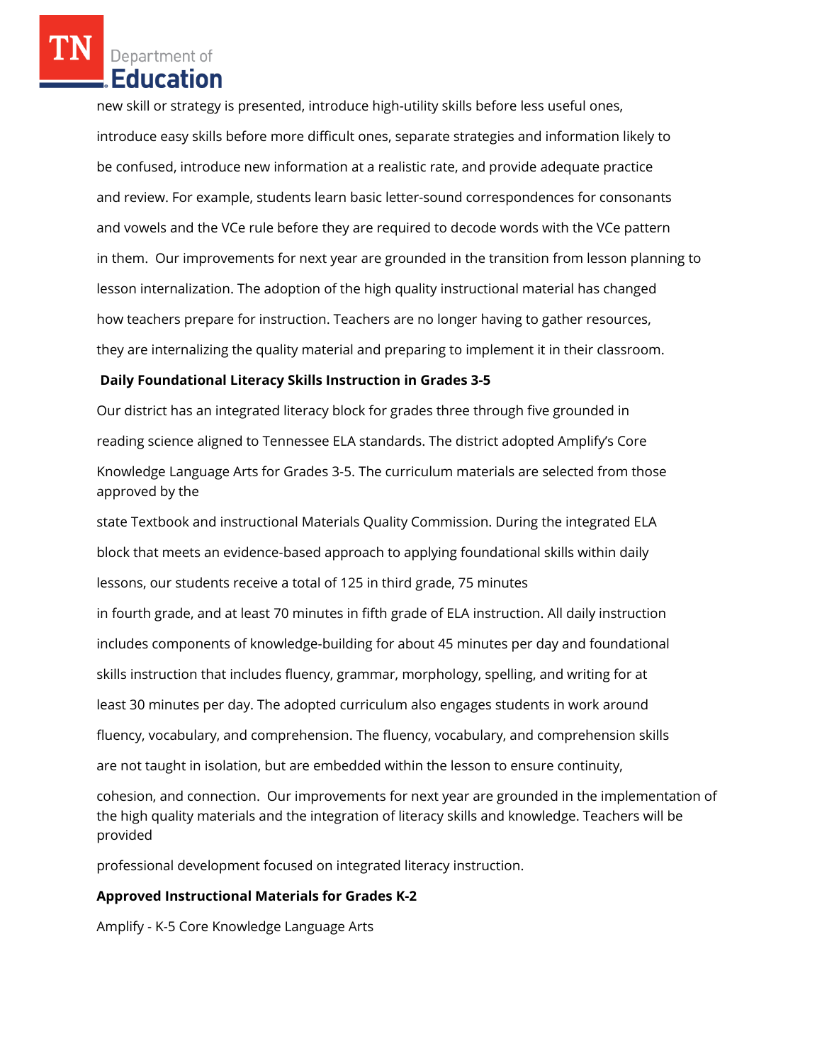new skill or strategy is presented, introduce high-utility skills before less useful ones, introduce easy skills before more difficult ones, separate strategies and information likely to be confused, introduce new information at a realistic rate, and provide adequate practice and review. For example, students learn basic letter-sound correspondences for consonants and vowels and the VCe rule before they are required to decode words with the VCe pattern in them. Our improvements for next year are grounded in the transition from lesson planning to lesson internalization. The adoption of the high quality instructional material has changed how teachers prepare for instruction. Teachers are no longer having to gather resources, they are internalizing the quality material and preparing to implement it in their classroom.

**Daily Foundational Literacy Skills Instruction in Grades 3-5**

Our district has an integrated literacy block for grades three through five grounded in reading science aligned to Tennessee ELA standards. The district adopted Amplify's Core Knowledge Language Arts for Grades 3-5. The curriculum materials are selected from those approved by the state Textbook and instructional Materials Quality Commission. During the integrated ELA block that meets an evidence-based approach to applying foundational skills within daily lessons, our students receive a total of 125 in third grade, 75 minutes in fourth grade, and at least 70 minutes in fifth grade of ELA instruction. All daily instruction includes components of knowledge-building for about 45 minutes per day and foundational skills instruction that includes fluency, grammar, morphology, spelling, and writing for at least 30 minutes per day. The adopted curriculum also engages students in work around fluency, vocabulary, and comprehension. The fluency, vocabulary, and comprehension skills are not taught in isolation, but are embedded within the lesson to ensure continuity, cohesion, and connection. Our improvements for next year are grounded in the implementation of the high quality materials and the integration of literacy skills and knowledge. Teachers will be provided professional development focused on integrated literacy instruction.

**Approved Instructional Materials for Grades K-2**

Amplify - K-5 Core Knowledge Language Arts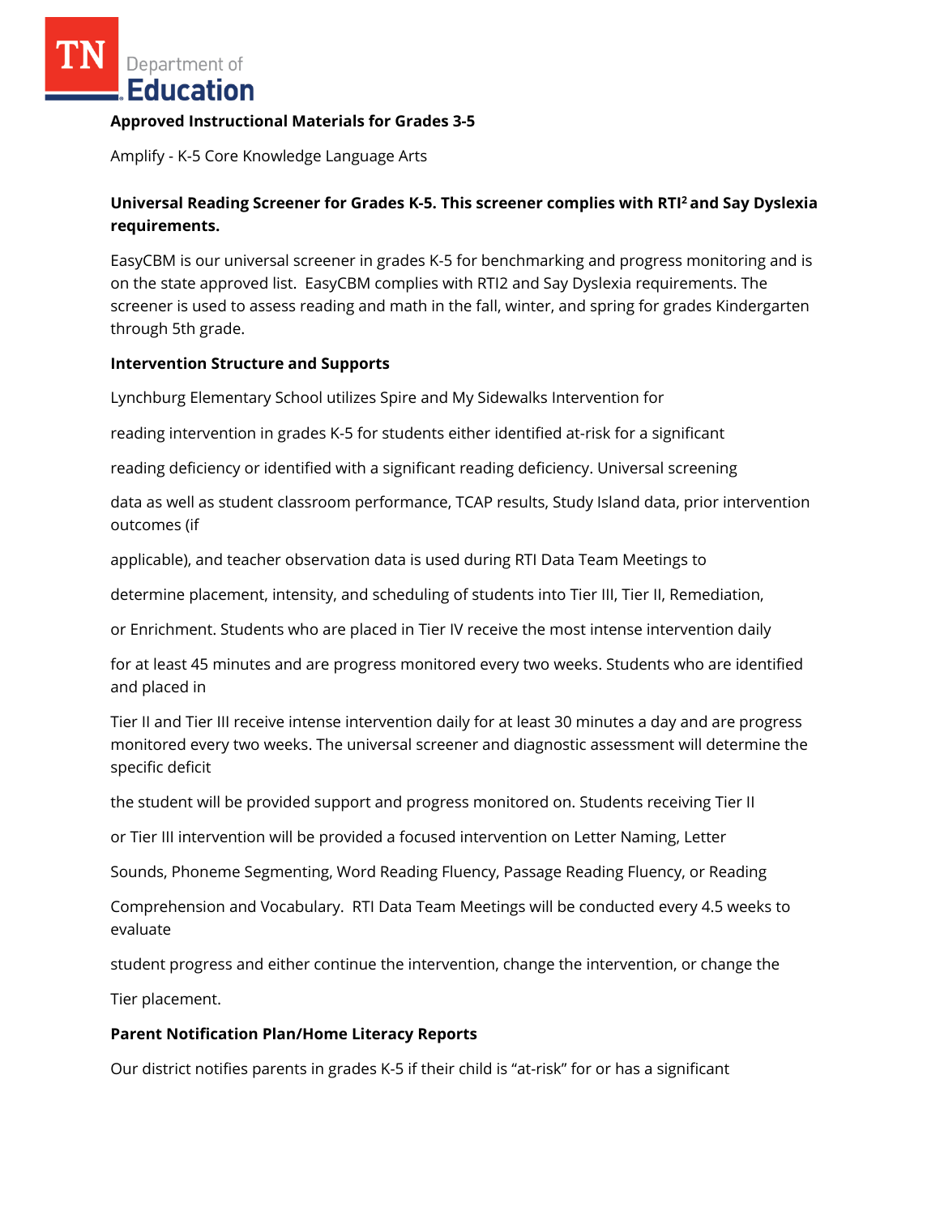**Approved Instructional Materials for Grades 3-5**

Amplify - K-5 Core Knowledge Language Arts

**Universal Reading Screener for Grades K-5. This screener complies with RTI² and Say Dyslexia requirements.**

EasyCBM is our universal screener in grades K-5 for benchmarking and progress monitoring and is on the state approved list. EasyCBM complies with RTI2 and Say Dyslexia requirements. The screener is used to assess reading and math in the fall, winter, and spring for grades Kindergarten through 5th grade.

**Intervention Structure and Supports**

Lynchburg Elementary School utilizes Spire and My Sidewalks Intervention for reading intervention in grades K-5 for students either identified at-risk for a significant reading deficiency or identified with a significant reading deficiency. Universal screening data as well as student classroom performance, TCAP results, Study Island data, prior intervention outcomes (if applicable), and teacher observation data is used during RTI Data Team Meetings to determine placement, intensity, and scheduling of students into Tier III, Tier II, Remediation, or Enrichment. Students who are placed in Tier IV receive the most intense intervention daily for at least 45 minutes and are progress monitored every two weeks. Students who are identified and placed in Tier II and Tier III receive intense intervention daily for at least 30 minutes a day and are progress monitored every two weeks. The universal screener and diagnostic assessment will determine the specific deficit the student will be provided support and progress monitored on. Students receiving Tier II or Tier III intervention will be provided a focused intervention on Letter Naming, Letter Sounds, Phoneme Segmenting, Word Reading Fluency, Passage Reading Fluency, or Reading Comprehension and Vocabulary. RTI Data Team Meetings will be conducted every 4.5 weeks to evaluate student progress and either continue the intervention, change the intervention, or change the Tier placement.

**Parent Notification Plan/Home Literacy Reports**

Our district notifies parents in grades K-5 if their child is "at-risk" for or has a significant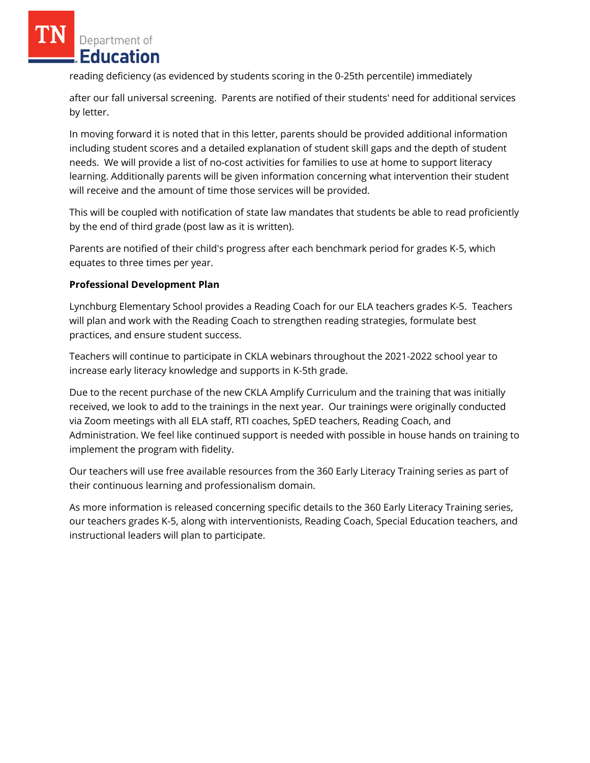reading deficiency (as evidenced by students scoring in the 0-25th percentile) immediately

after our fall universal screening. Parents are notified of their students' need for additional services by letter.

In moving forward it is noted that in this letter, parents should be provided additional information including student scores and a detailed explanation of student skill gaps and the depth of student needs. We will provide a list of no-cost activities for families to use at home to support literacy learning. Additionally parents will be given information concerning what intervention their student will receive and the amount of time those services will be provided.

This will be coupled with notification of state law mandates that students be able to read proficiently by the end of third grade (post law as it is written).

Parents are notified of their child's progress after each benchmark period for grades K-5, which equates to three times per year.

**Professional Development Plan**

Lynchburg Elementary School provides a Reading Coach for our ELA teachers grades K-5. Teachers will plan and work with the Reading Coach to strengthen reading strategies, formulate best practices, and ensure student success.

Teachers will continue to participate in CKLA webinars throughout the 2021-2022 school year to increase early literacy knowledge and supports in K-5th grade.

Due to the recent purchase of the new CKLA Amplify Curriculum and the training that was initially received, we look to add to the trainings in the next year. Our trainings were originally conducted via Zoom meetings with all ELA staff, RTI coaches, SpED teachers, Reading Coach, and Administration. We feel like continued support is needed with possible in house hands on training to implement the program with fidelity.

Our teachers will use free available resources from the 360 Early Literacy Training series as part of their continuous learning and professionalism domain.

As more information is released concerning specific details to the 360 Early Literacy Training series, our teachers grades K-5, along with interventionists, Reading Coach, Special Education teachers, and instructional leaders will plan to participate.